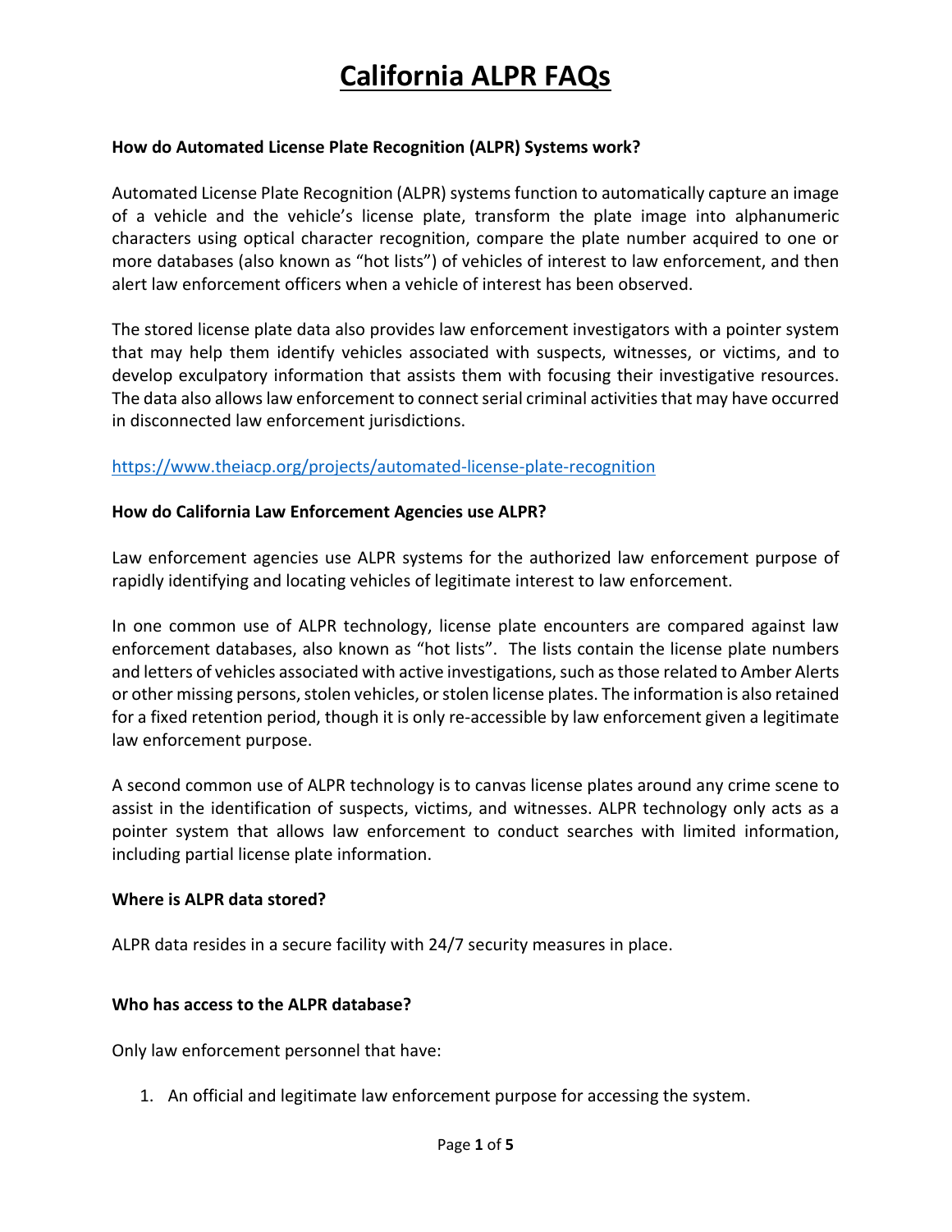# California ALPR FAQs

**How do Automated License Plate Recognition (ALPR) Systems work?**

Automated License Plate Recognition (ALPR) systems function to automatically capture an image of a vehicle and the vehicle's license plate, transform the plate image into alphanumeric characters using optical character recognition, compare the plate number acquired to one or more databases (also known as "hot lists") of vehicles of interest to law enforcement, and then alert law enforcement officers when a vehicle of interest has been observed.

The stored license plate data also provides law enforcement investigators with a pointer system that may help them identify vehicles associated with suspects, witnesses, or victims, and to develop exculpatory information that assists them with focusing their investigative resources. The data also allows law enforcement to connect serial criminal activities that may have occurred in disconnected law enforcement jurisdictions.

https://www.theiacp.org/projects/automated-license-plate-recognition

**How do California Law Enforcement Agencies use ALPR?**

Law enforcement agencies use ALPR systems for the authorized law enforcement purpose of rapidly identifying and locating vehicles of legitimate interest to law enforcement.

In one common use of ALPR technology, license plate encounters are compared against law enforcement databases, also known as "hot lists". The lists contain the license plate numbers and letters of vehicles associated with active investigations, such as those related to Amber Alerts or other missing persons, stolen vehicles, or stolen license plates. The information is also retained for a fixed retention period, though it is only re-accessible by law enforcement given a legitimate law enforcement purpose.

A second common use of ALPR technology is to canvas license plates around any crime scene to assist in the identification of suspects, victims, and witnesses. ALPR technology only acts as a pointer system that allows law enforcement to conduct searches with limited information, including partial license plate information.

**Where is ALPR data stored?**

ALPR data resides in a secure facility with 24/7 security measures in place.

**Who has access to the ALPR database?**

Only law enforcement personnel that have:

1. An official and legitimate law enforcement purpose for accessing the system.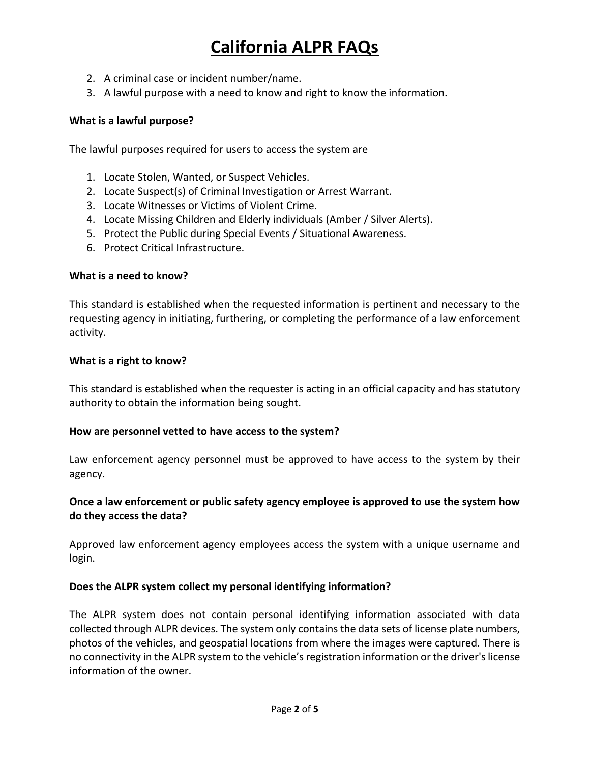2. A criminal case or incident number/name.
3. A lawful purpose with a need to know and right to know the information.

**What is a lawful purpose?**

The lawful purposes required for users to access the system are

1. Locate Stolen, Wanted, or Suspect Vehicles.
2. Locate Suspect(s) of Criminal Investigation or Arrest Warrant.
3. Locate Witnesses or Victims of Violent Crime.
4. Locate Missing Children and Elderly individuals (Amber / Silver Alerts).
5. Protect the Public during Special Events / Situational Awareness.
6. Protect Critical Infrastructure.

**What is a need to know?**

This standard is established when the requested information is pertinent and necessary to the requesting agency in initiating, furthering, or completing the performance of a law enforcement activity.

**What is a right to know?**

This standard is established when the requester is acting in an official capacity and has statutory authority to obtain the information being sought.

**How are personnel vetted to have access to the system?**

Law enforcement agency personnel must be approved to have access to the system by their agency.

**Once a law enforcement or public safety agency employee is approved to use the system how do they access the data?**

Approved law enforcement agency employees access the system with a unique username and login.

**Does the ALPR system collect my personal identifying information?**

The ALPR system does not contain personal identifying information associated with data collected through ALPR devices. The system only contains the data sets of license plate numbers, photos of the vehicles, and geospatial locations from where the images were captured. There is no connectivity in the ALPR system to the vehicle's registration information or the driver's license information of the owner.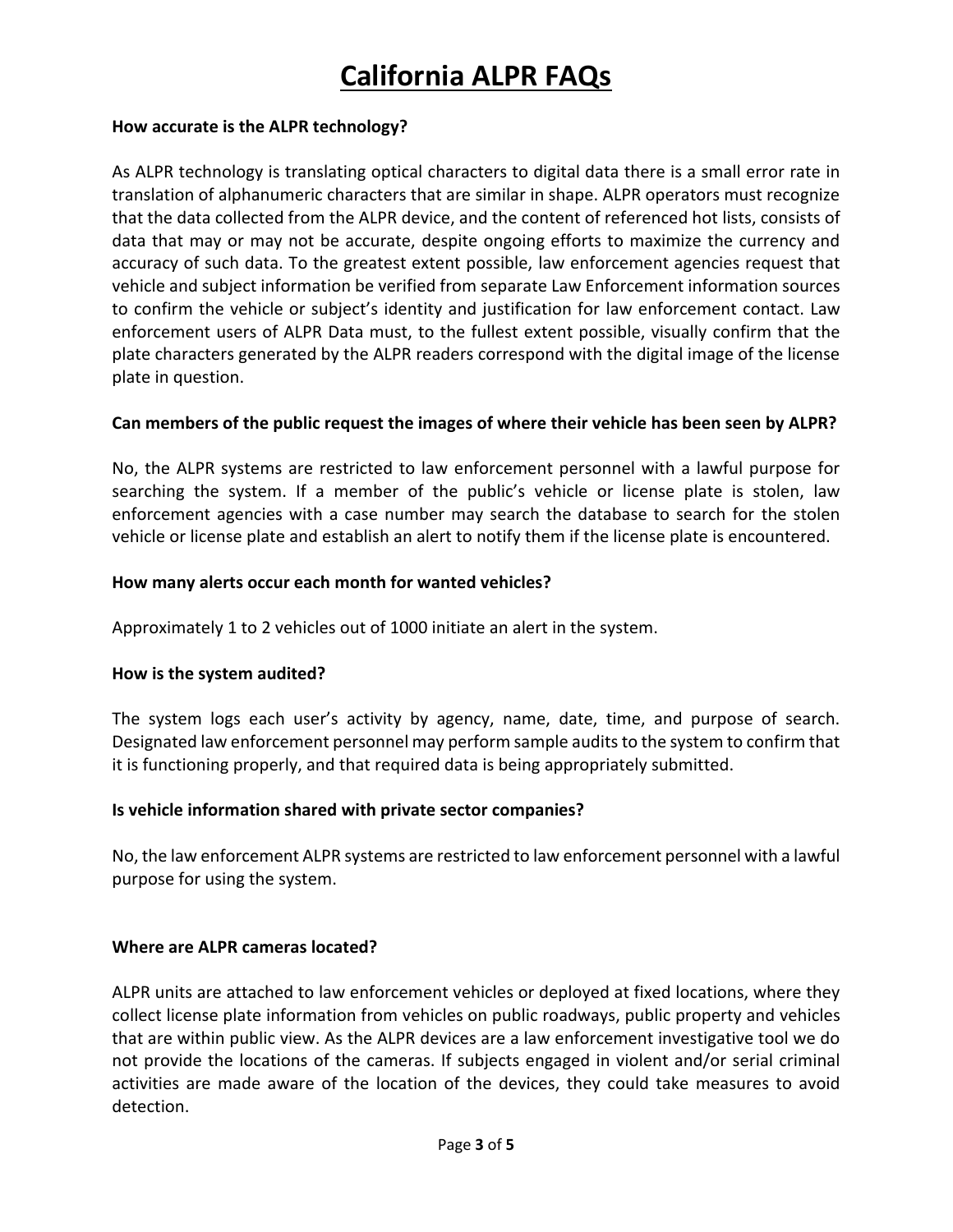# California ALPR FAQs

**How accurate is the ALPR technology?**

As ALPR technology is translating optical characters to digital data there is a small error rate in translation of alphanumeric characters that are similar in shape. ALPR operators must recognize that the data collected from the ALPR device, and the content of referenced hot lists, consists of data that may or may not be accurate, despite ongoing efforts to maximize the currency and accuracy of such data. To the greatest extent possible, law enforcement agencies request that vehicle and subject information be verified from separate Law Enforcement information sources to confirm the vehicle or subject's identity and justification for law enforcement contact. Law enforcement users of ALPR Data must, to the fullest extent possible, visually confirm that the plate characters generated by the ALPR readers correspond with the digital image of the license plate in question.

**Can members of the public request the images of where their vehicle has been seen by ALPR?**

No, the ALPR systems are restricted to law enforcement personnel with a lawful purpose for searching the system. If a member of the public's vehicle or license plate is stolen, law enforcement agencies with a case number may search the database to search for the stolen vehicle or license plate and establish an alert to notify them if the license plate is encountered.

**How many alerts occur each month for wanted vehicles?**

Approximately 1 to 2 vehicles out of 1000 initiate an alert in the system.

**How is the system audited?**

The system logs each user's activity by agency, name, date, time, and purpose of search. Designated law enforcement personnel may perform sample audits to the system to confirm that it is functioning properly, and that required data is being appropriately submitted.

**Is vehicle information shared with private sector companies?**

No, the law enforcement ALPR systems are restricted to law enforcement personnel with a lawful purpose for using the system.

**Where are ALPR cameras located?**

ALPR units are attached to law enforcement vehicles or deployed at fixed locations, where they collect license plate information from vehicles on public roadways, public property and vehicles that are within public view. As the ALPR devices are a law enforcement investigative tool we do not provide the locations of the cameras. If subjects engaged in violent and/or serial criminal activities are made aware of the location of the devices, they could take measures to avoid detection.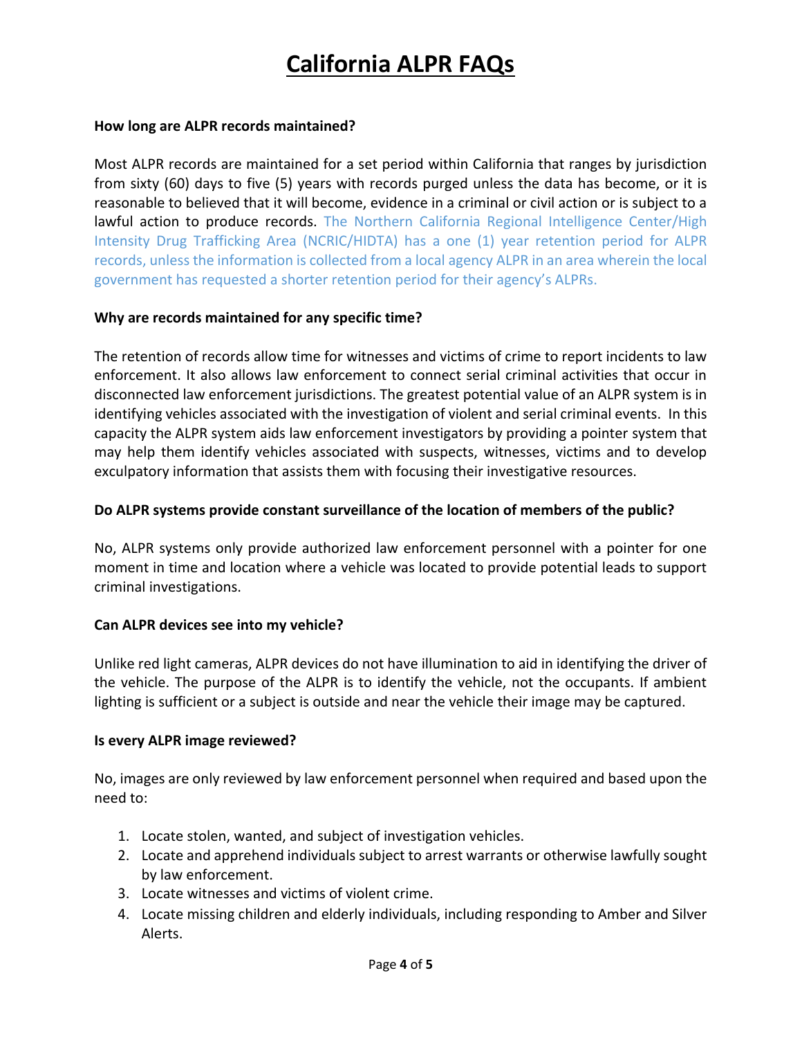# California ALPR FAQs

**How long are ALPR records maintained?**

Most ALPR records are maintained for a set period within California that ranges by jurisdiction from sixty (60) days to five (5) years with records purged unless the data has become, or it is reasonable to believed that it will become, evidence in a criminal or civil action or is subject to a lawful action to produce records. The Northern California Regional Intelligence Center/High Intensity Drug Trafficking Area (NCRIC/HIDTA) has a one (1) year retention period for ALPR records, unless the information is collected from a local agency ALPR in an area wherein the local government has requested a shorter retention period for their agency's ALPRs.

**Why are records maintained for any specific time?**

The retention of records allow time for witnesses and victims of crime to report incidents to law enforcement. It also allows law enforcement to connect serial criminal activities that occur in disconnected law enforcement jurisdictions. The greatest potential value of an ALPR system is in identifying vehicles associated with the investigation of violent and serial criminal events. In this capacity the ALPR system aids law enforcement investigators by providing a pointer system that may help them identify vehicles associated with suspects, witnesses, victims and to develop exculpatory information that assists them with focusing their investigative resources.

**Do ALPR systems provide constant surveillance of the location of members of the public?**

No, ALPR systems only provide authorized law enforcement personnel with a pointer for one moment in time and location where a vehicle was located to provide potential leads to support criminal investigations.

**Can ALPR devices see into my vehicle?**

Unlike red light cameras, ALPR devices do not have illumination to aid in identifying the driver of the vehicle. The purpose of the ALPR is to identify the vehicle, not the occupants. If ambient lighting is sufficient or a subject is outside and near the vehicle their image may be captured.

**Is every ALPR image reviewed?**

No, images are only reviewed by law enforcement personnel when required and based upon the need to:

1. Locate stolen, wanted, and subject of investigation vehicles.
2. Locate and apprehend individuals subject to arrest warrants or otherwise lawfully sought by law enforcement.
3. Locate witnesses and victims of violent crime.
4. Locate missing children and elderly individuals, including responding to Amber and Silver Alerts.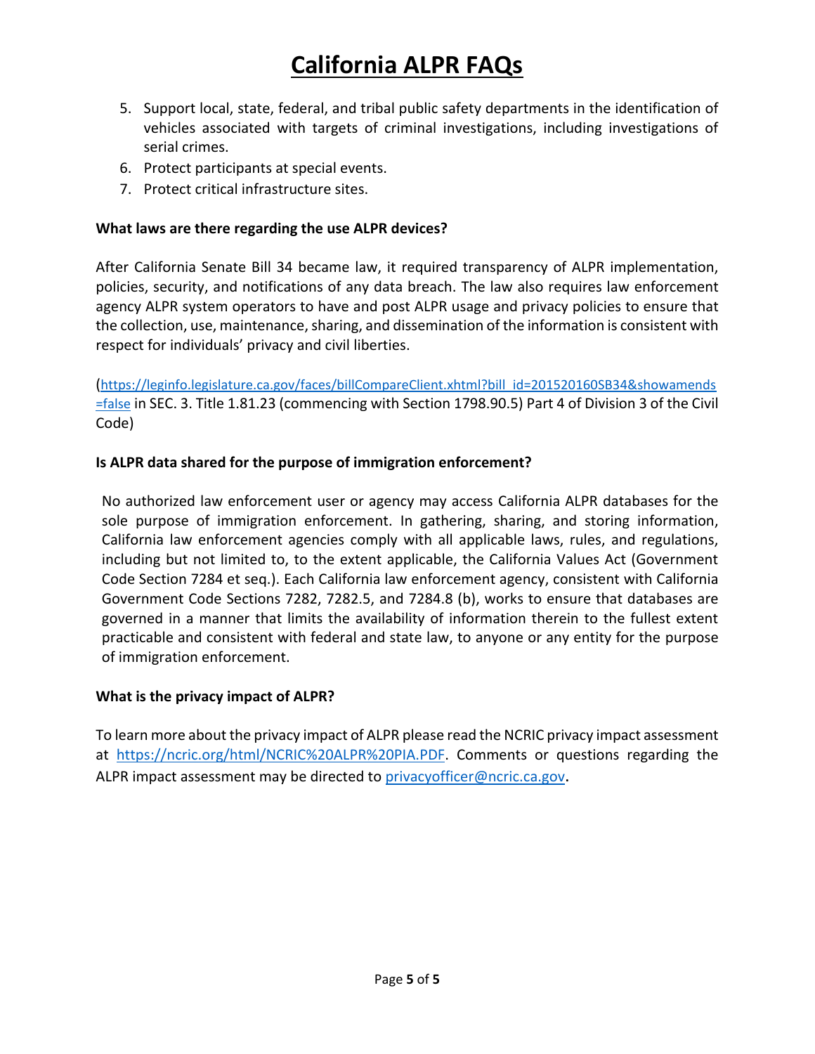# California ALPR FAQs

5. Support local, state, federal, and tribal public safety departments in the identification of vehicles associated with targets of criminal investigations, including investigations of serial crimes.
6. Protect participants at special events.
7. Protect critical infrastructure sites.

**What laws are there regarding the use ALPR devices?**

After California Senate Bill 34 became law, it required transparency of ALPR implementation, policies, security, and notifications of any data breach. The law also requires law enforcement agency ALPR system operators to have and post ALPR usage and privacy policies to ensure that the collection, use, maintenance, sharing, and dissemination of the information is consistent with respect for individuals' privacy and civil liberties.

(https://leginfo.legislature.ca.gov/faces/billCompareClient.xhtml?bill_id=201520160SB34&showamends=false in SEC. 3. Title 1.81.23 (commencing with Section 1798.90.5) Part 4 of Division 3 of the Civil Code)

**Is ALPR data shared for the purpose of immigration enforcement?**

No authorized law enforcement user or agency may access California ALPR databases for the sole purpose of immigration enforcement. In gathering, sharing, and storing information, California law enforcement agencies comply with all applicable laws, rules, and regulations, including but not limited to, to the extent applicable, the California Values Act (Government Code Section 7284 et seq.). Each California law enforcement agency, consistent with California Government Code Sections 7282, 7282.5, and 7284.8 (b), works to ensure that databases are governed in a manner that limits the availability of information therein to the fullest extent practicable and consistent with federal and state law, to anyone or any entity for the purpose of immigration enforcement.

**What is the privacy impact of ALPR?**

To learn more about the privacy impact of ALPR please read the NCRIC privacy impact assessment at https://ncric.org/html/NCRIC%20ALPR%20PIA.PDF. Comments or questions regarding the ALPR impact assessment may be directed to privacyofficer@ncric.ca.gov.